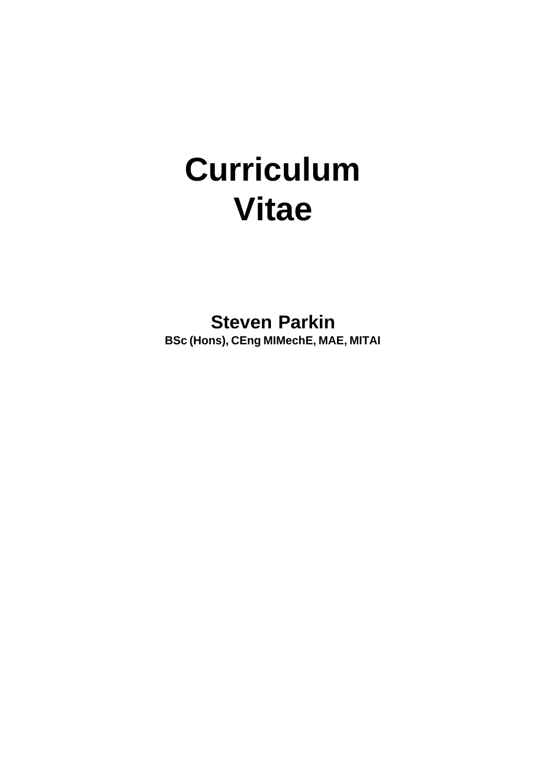# Curriculum Vitae

**Steven Parkin**

**BSc (Hons), CEng MIMechE, MAE, MITAI**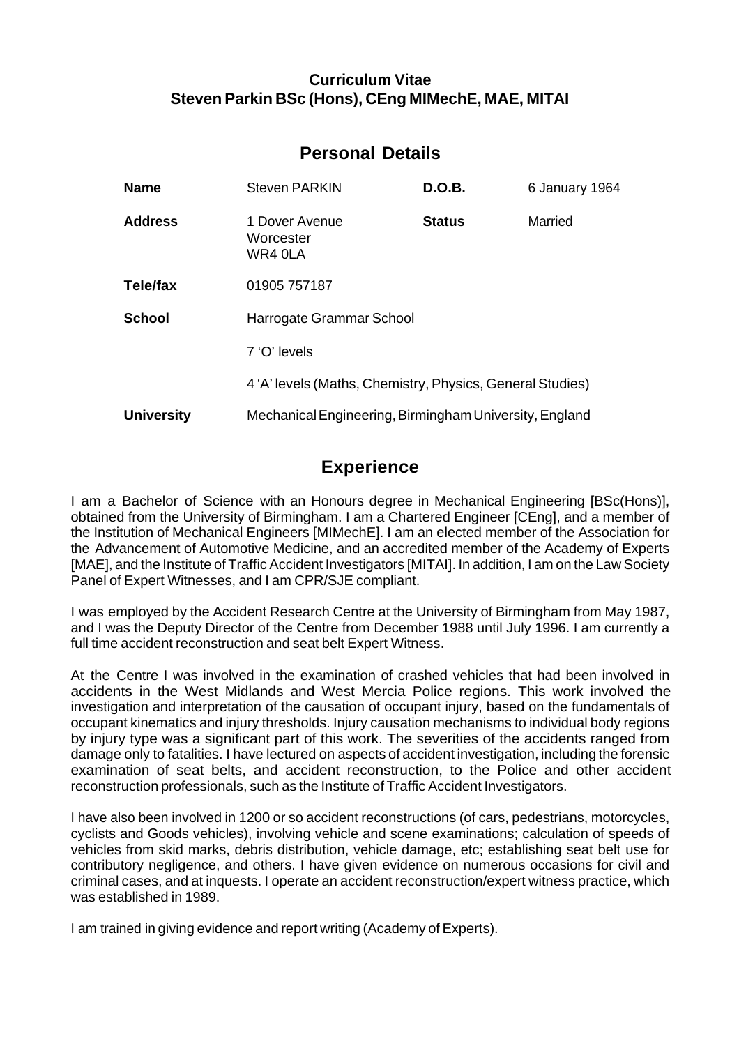**Curriculum Vitae**
**Steven Parkin BSc (Hons), CEng MIMechE, MAE, MITAI**

## Personal Details

| | | | |
|---|---|---|---|
| **Name** | Steven PARKIN | **D.O.B.** | 6 January 1964 |
| **Address** | 1 Dover Avenue<br>Worcester<br>WR4 0LA | **Status** | Married |
| **Tele/fax** | 01905 757187 | | |
| **School** | Harrogate Grammar School | | |
| | 7 'O' levels | | |
| | 4 'A' levels (Maths, Chemistry, Physics, General Studies) | | |
| **University** | Mechanical Engineering, Birmingham University, England | | |

## Experience

I am a Bachelor of Science with an Honours degree in Mechanical Engineering [BSc(Hons)], obtained from the University of Birmingham. I am a Chartered Engineer [CEng], and a member of the Institution of Mechanical Engineers [MIMechE]. I am an elected member of the Association for the Advancement of Automotive Medicine, and an accredited member of the Academy of Experts [MAE], and the Institute of Traffic Accident Investigators [MITAI]. In addition, I am on the Law Society Panel of Expert Witnesses, and I am CPR/SJE compliant.

I was employed by the Accident Research Centre at the University of Birmingham from May 1987, and I was the Deputy Director of the Centre from December 1988 until July 1996. I am currently a full time accident reconstruction and seat belt Expert Witness.

At the Centre I was involved in the examination of crashed vehicles that had been involved in accidents in the West Midlands and West Mercia Police regions. This work involved the investigation and interpretation of the causation of occupant injury, based on the fundamentals of occupant kinematics and injury thresholds. Injury causation mechanisms to individual body regions by injury type was a significant part of this work. The severities of the accidents ranged from damage only to fatalities. I have lectured on aspects of accident investigation, including the forensic examination of seat belts, and accident reconstruction, to the Police and other accident reconstruction professionals, such as the Institute of Traffic Accident Investigators.

I have also been involved in 1200 or so accident reconstructions (of cars, pedestrians, motorcycles, cyclists and Goods vehicles), involving vehicle and scene examinations; calculation of speeds of vehicles from skid marks, debris distribution, vehicle damage, etc; establishing seat belt use for contributory negligence, and others. I have given evidence on numerous occasions for civil and criminal cases, and at inquests. I operate an accident reconstruction/expert witness practice, which was established in 1989.

I am trained in giving evidence and report writing (Academy of Experts).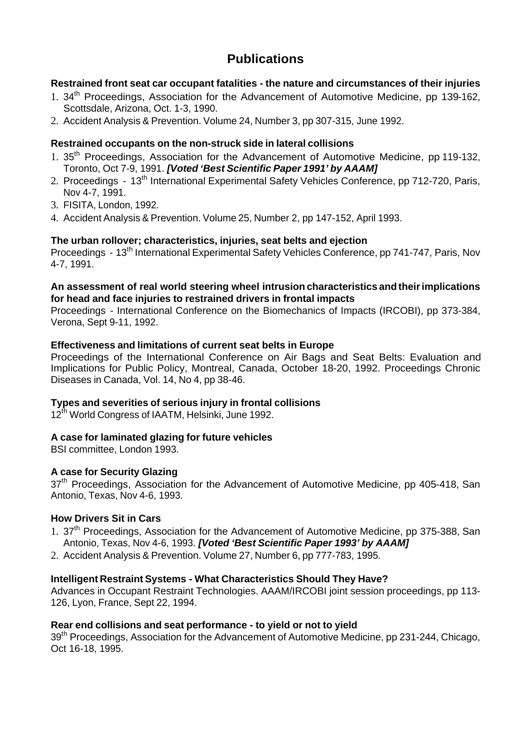# Publications

**Restrained front seat car occupant fatalities - the nature and circumstances of their injuries**

1. 34th Proceedings, Association for the Advancement of Automotive Medicine, pp 139-162, Scottsdale, Arizona, Oct. 1-3, 1990.
2. Accident Analysis & Prevention. Volume 24, Number 3, pp 307-315, June 1992.

**Restrained occupants on the non-struck side in lateral collisions**

1. 35th Proceedings, Association for the Advancement of Automotive Medicine, pp 119-132, Toronto, Oct 7-9, 1991. ***[Voted 'Best Scientific Paper 1991' by AAAM]***
2. Proceedings - 13th International Experimental Safety Vehicles Conference, pp 712-720, Paris, Nov 4-7, 1991.
3. FISITA, London, 1992.
4. Accident Analysis & Prevention. Volume 25, Number 2, pp 147-152, April 1993.

**The urban rollover; characteristics, injuries, seat belts and ejection**

Proceedings - 13th International Experimental Safety Vehicles Conference, pp 741-747, Paris, Nov 4-7, 1991.

**An assessment of real world steering wheel intrusion characteristics and their implications for head and face injuries to restrained drivers in frontal impacts**

Proceedings - International Conference on the Biomechanics of Impacts (IRCOBI), pp 373-384, Verona, Sept 9-11, 1992.

**Effectiveness and limitations of current seat belts in Europe**

Proceedings of the International Conference on Air Bags and Seat Belts: Evaluation and Implications for Public Policy, Montreal, Canada, October 18-20, 1992. Proceedings Chronic Diseases in Canada, Vol. 14, No 4, pp 38-46.

**Types and severities of serious injury in frontal collisions**

12th World Congress of IAATM, Helsinki, June 1992.

**A case for laminated glazing for future vehicles**

BSI committee, London 1993.

**A case for Security Glazing**

37th Proceedings, Association for the Advancement of Automotive Medicine, pp 405-418, San Antonio, Texas, Nov 4-6, 1993.

**How Drivers Sit in Cars**

1. 37th Proceedings, Association for the Advancement of Automotive Medicine, pp 375-388, San Antonio, Texas, Nov 4-6, 1993. ***[Voted 'Best Scientific Paper 1993' by AAAM]***
2. Accident Analysis & Prevention. Volume 27, Number 6, pp 777-783, 1995.

**Intelligent Restraint Systems - What Characteristics Should They Have?**

Advances in Occupant Restraint Technologies. AAAM/IRCOBI joint session proceedings, pp 113-126, Lyon, France, Sept 22, 1994.

**Rear end collisions and seat performance - to yield or not to yield**

39th Proceedings, Association for the Advancement of Automotive Medicine, pp 231-244, Chicago, Oct 16-18, 1995.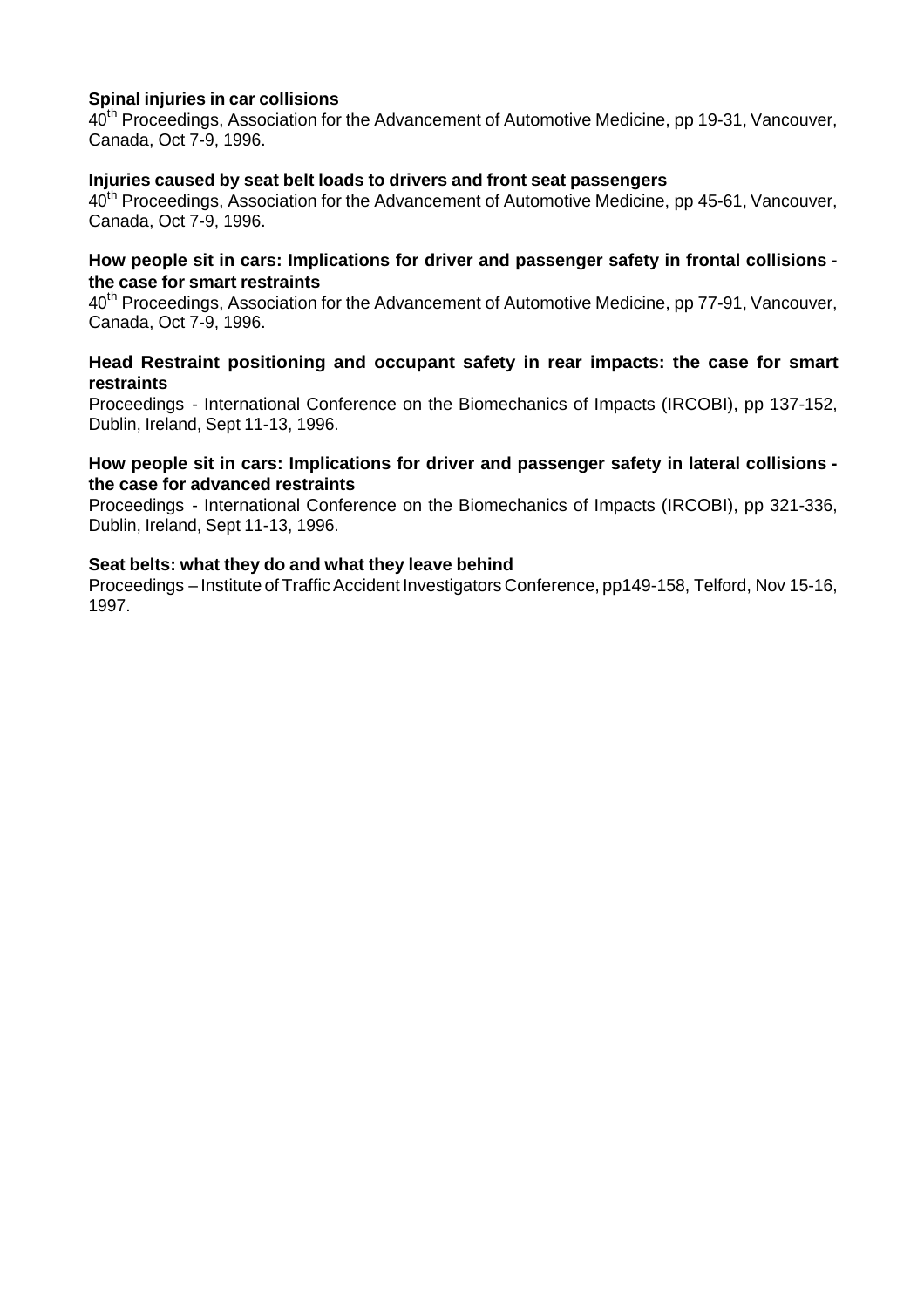**Spinal injuries in car collisions**
40th Proceedings, Association for the Advancement of Automotive Medicine, pp 19-31, Vancouver, Canada, Oct 7-9, 1996.

**Injuries caused by seat belt loads to drivers and front seat passengers**
40th Proceedings, Association for the Advancement of Automotive Medicine, pp 45-61, Vancouver, Canada, Oct 7-9, 1996.

**How people sit in cars: Implications for driver and passenger safety in frontal collisions - the case for smart restraints**
40th Proceedings, Association for the Advancement of Automotive Medicine, pp 77-91, Vancouver, Canada, Oct 7-9, 1996.

**Head Restraint positioning and occupant safety in rear impacts: the case for smart restraints**
Proceedings - International Conference on the Biomechanics of Impacts (IRCOBI), pp 137-152, Dublin, Ireland, Sept 11-13, 1996.

**How people sit in cars: Implications for driver and passenger safety in lateral collisions - the case for advanced restraints**
Proceedings - International Conference on the Biomechanics of Impacts (IRCOBI), pp 321-336, Dublin, Ireland, Sept 11-13, 1996.

**Seat belts: what they do and what they leave behind**
Proceedings – Institute of Traffic Accident Investigators Conference, pp149-158, Telford, Nov 15-16, 1997.